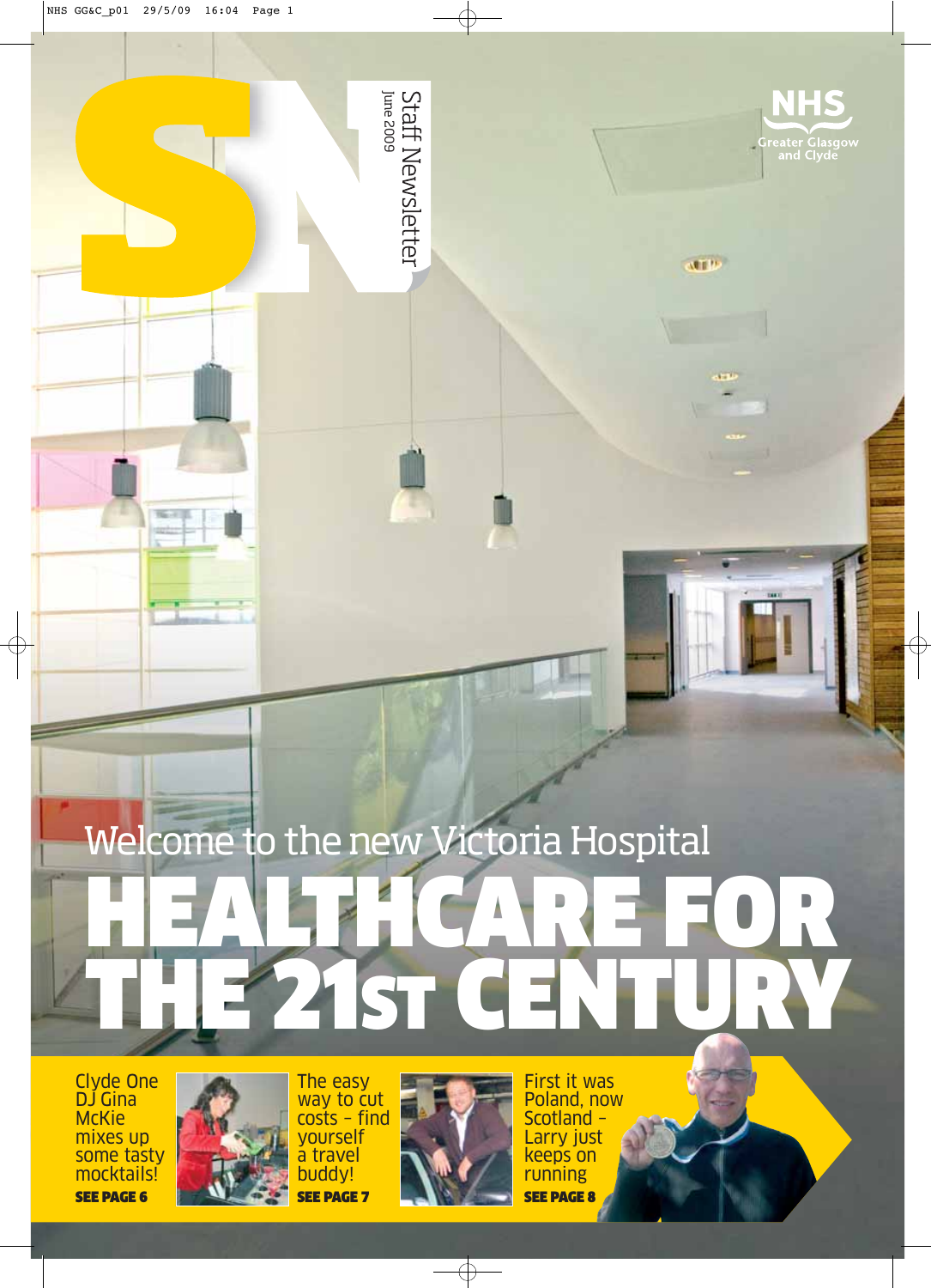# SN Staff Newsletter

June 2009

NHS Greater Glasgow and Clyde

Welcome to the new Victoria Hospital

# HEALTHCARE FOR THE 21ST CENTURY

Clyde One DJ Gina McKie mixes up some tasty mocktails!
**SEE PAGE 6**

The easy way to cut costs – find yourself a travel buddy!
**SEE PAGE 7**

First it was Poland, now Scotland – Larry just keeps on running
**SEE PAGE 8**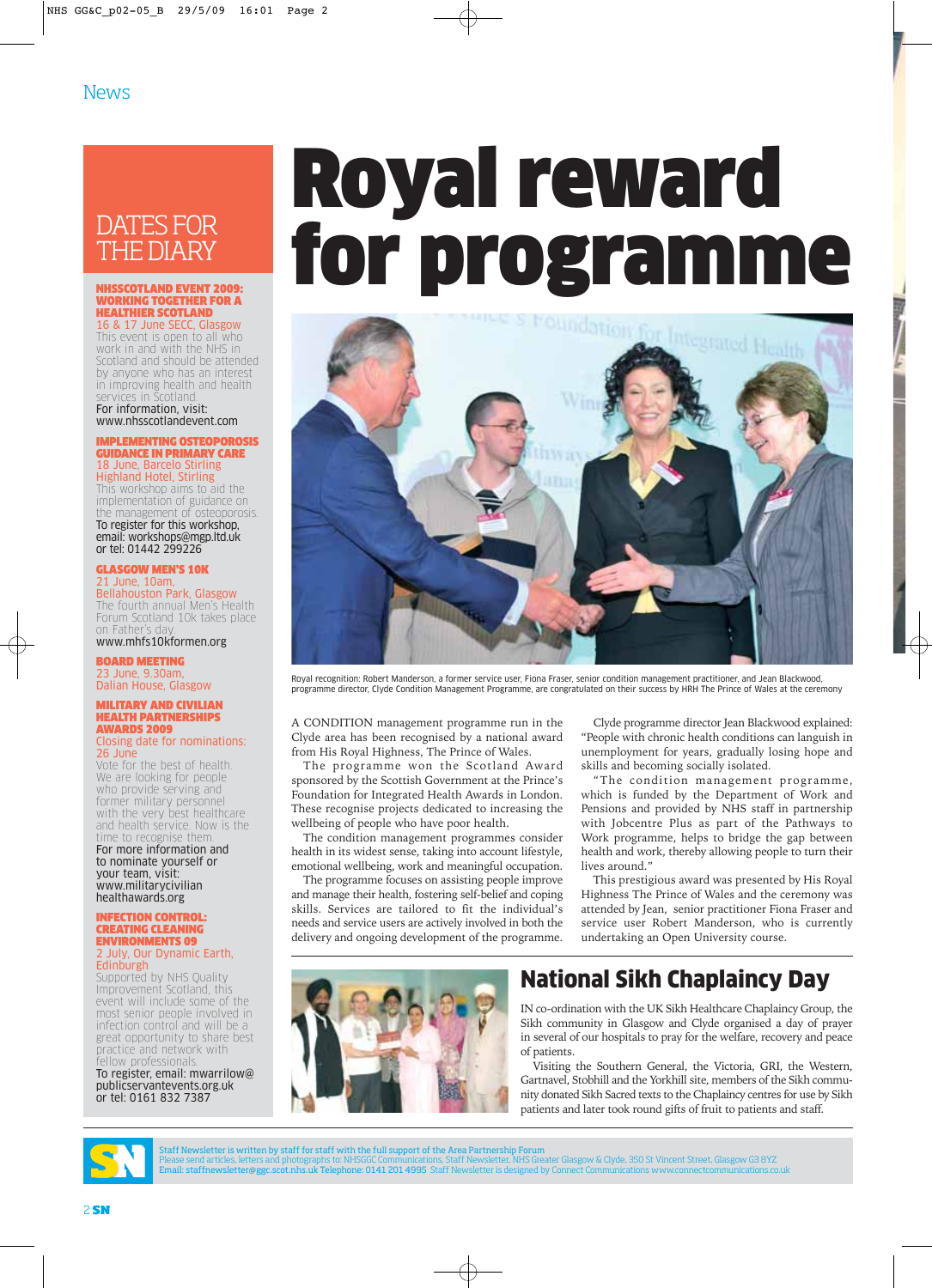News

## DATES FOR THE DIARY

**NHSSCOTLAND EVENT 2009: WORKING TOGETHER FOR A HEALTHIER SCOTLAND**
16 & 17 June SECC, Glasgow
This event is open to all who work in and with the NHS in Scotland and should be attended by anyone who has an interest in improving health and health services in Scotland.
For information, visit: www.nhsscotlandevent.com

**IMPLEMENTING OSTEOPOROSIS GUIDANCE IN PRIMARY CARE**
18 June, Barcelo Stirling Highland Hotel, Stirling
This workshop aims to aid the implementation of guidance on the management of osteoporosis.
To register for this workshop, email: workshops@mgp.ltd.uk or tel: 01442 299226

**GLASGOW MEN'S 10K**
21 June, 10am, Bellahouston Park, Glasgow
The fourth annual Men's Health Forum Scotland 10k takes place on Father's day.
www.mhfs10kformen.org

**BOARD MEETING**
23 June, 9.30am, Dalian House, Glasgow

**MILITARY AND CIVILIAN HEALTH PARTNERSHIPS AWARDS 2009**
Closing date for nominations: 26 June
Vote for the best of health. We are looking for people who provide serving and former military personnel with the very best healthcare and health service. Now is the time to recognise them.
For more information and to nominate yourself or your team, visit: www.militarycivilian healthawards.org

**INFECTION CONTROL: CREATING CLEANING ENVIRONMENTS 09**
2 July, Our Dynamic Earth, Edinburgh
Supported by NHS Quality Improvement Scotland, this event will include some of the most senior people involved in infection control and will be a great opportunity to share best practice and network with fellow professionals.
To register, email: mwarrilow@ publicservantevents.org.uk or tel: 0161 832 7387

# Royal reward for programme

Royal recognition: Robert Manderson, a former service user, Fiona Fraser, senior condition management practitioner, and Jean Blackwood, programme director, Clyde Condition Management Programme, are congratulated on their success by HRH The Prince of Wales at the ceremony

A CONDITION management programme run in the Clyde area has been recognised by a national award from His Royal Highness, The Prince of Wales.

The programme won the Scotland Award sponsored by the Scottish Government at the Prince's Foundation for Integrated Health Awards in London. These recognise projects dedicated to increasing the wellbeing of people who have poor health.

The condition management programmes consider health in its widest sense, taking into account lifestyle, emotional wellbeing, work and meaningful occupation.

The programme focuses on assisting people improve and manage their health, fostering self-belief and coping skills. Services are tailored to fit the individual's needs and service users are actively involved in both the delivery and ongoing development of the programme.

Clyde programme director Jean Blackwood explained: "People with chronic health conditions can languish in unemployment for years, gradually losing hope and skills and becoming socially isolated.

"The condition management programme, which is funded by the Department of Work and Pensions and provided by NHS staff in partnership with Jobcentre Plus as part of the Pathways to Work programme, helps to bridge the gap between health and work, thereby allowing people to turn their lives around."

This prestigious award was presented by His Royal Highness The Prince of Wales and the ceremony was attended by Jean, senior practitioner Fiona Fraser and service user Robert Manderson, who is currently undertaking an Open University course.

## National Sikh Chaplaincy Day

IN co-ordination with the UK Sikh Healthcare Chaplaincy Group, the Sikh community in Glasgow and Clyde organised a day of prayer in several of our hospitals to pray for the welfare, recovery and peace of patients.

Visiting the Southern General, the Victoria, GRI, the Western, Gartnavel, Stobhill and the Yorkhill site, members of the Sikh community donated Sikh Sacred texts to the Chaplaincy centres for use by Sikh patients and later took round gifts of fruit to patients and staff.

Staff Newsletter is written by staff for staff with the full support of the Area Partnership Forum
Please send articles, letters and photographs to: NHSGGC Communications, Staff Newsletter, NHS Greater Glasgow & Clyde, 350 St Vincent Street, Glasgow G3 8YZ
Email: staffnewsletter@ggc.scot.nhs.uk Telephone: 0141 201 4995 Staff Newsletter is designed by Connect Communications www.connectcommunications.co.uk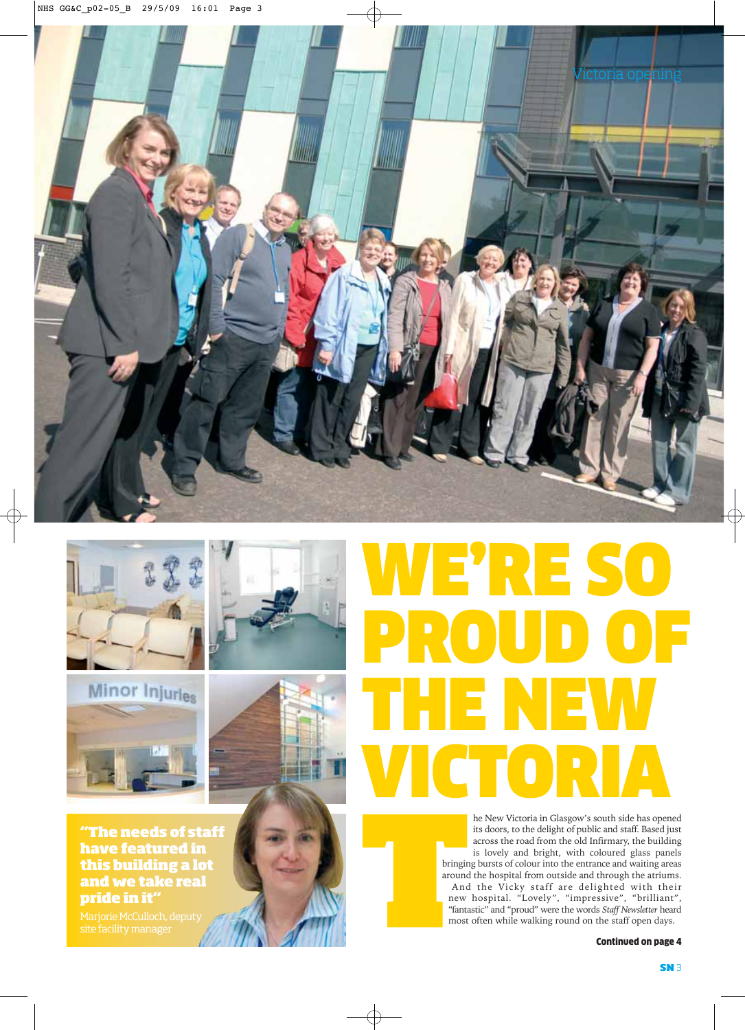Victoria opening

# WE'RE SO PROUD OF THE NEW VICTORIA

**"The needs of staff have featured in this building a lot and we take real pride in it"**

Marjorie McCulloch, deputy site facility manager

The New Victoria in Glasgow's south side has opened its doors, to the delight of public and staff. Based just across the road from the old Infirmary, the building is lovely and bright, with coloured glass panels bringing bursts of colour into the entrance and waiting areas around the hospital from outside and through the atriums. And the Vicky staff are delighted with their new hospital. "Lovely", "impressive", "brilliant", "fantastic" and "proud" were the words *Staff Newsletter* heard most often while walking round on the staff open days.

**Continued on page 4**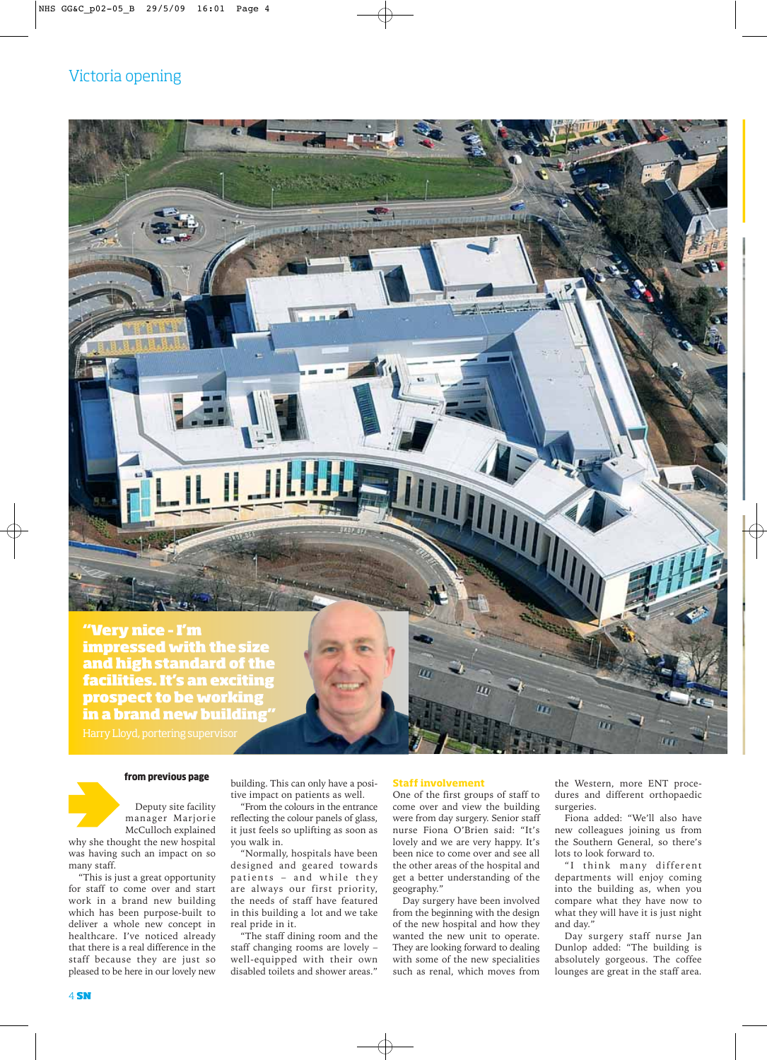# Victoria opening

**"Very nice - I'm impressed with the size and high standard of the facilities. It's an exciting prospect to be working in a brand new building"**

Harry Lloyd, portering supervisor

**from previous page**

Deputy site facility manager Marjorie McCulloch explained why she thought the new hospital was having such an impact on so many staff.

"This is just a great opportunity for staff to come over and start work in a brand new building which has been purpose-built to deliver a whole new concept in healthcare. I've noticed already that there is a real difference in the staff because they are just so pleased to be here in our lovely new building. This can only have a positive impact on patients as well.

"From the colours in the entrance reflecting the colour panels of glass, it just feels so uplifting as soon as you walk in.

"Normally, hospitals have been designed and geared towards patients – and while they are always our first priority, the needs of staff have featured in this building a lot and we take real pride in it.

"The staff dining room and the staff changing rooms are lovely – well-equipped with their own disabled toilets and shower areas."

## Staff involvement

One of the first groups of staff to come over and view the building were from day surgery. Senior staff nurse Fiona O'Brien said: "It's lovely and we are very happy. It's been nice to come over and see all the other areas of the hospital and get a better understanding of the geography."

Day surgery have been involved from the beginning with the design of the new hospital and how they wanted the new unit to operate. They are looking forward to dealing with some of the new specialities such as renal, which moves from the Western, more ENT procedures and different orthopaedic surgeries.

Fiona added: "We'll also have new colleagues joining us from the Southern General, so there's lots to look forward to.

"I think many different departments will enjoy coming into the building as, when you compare what they have now to what they will have it is just night and day."

Day surgery staff nurse Jan Dunlop added: "The building is absolutely gorgeous. The coffee lounges are great in the staff area.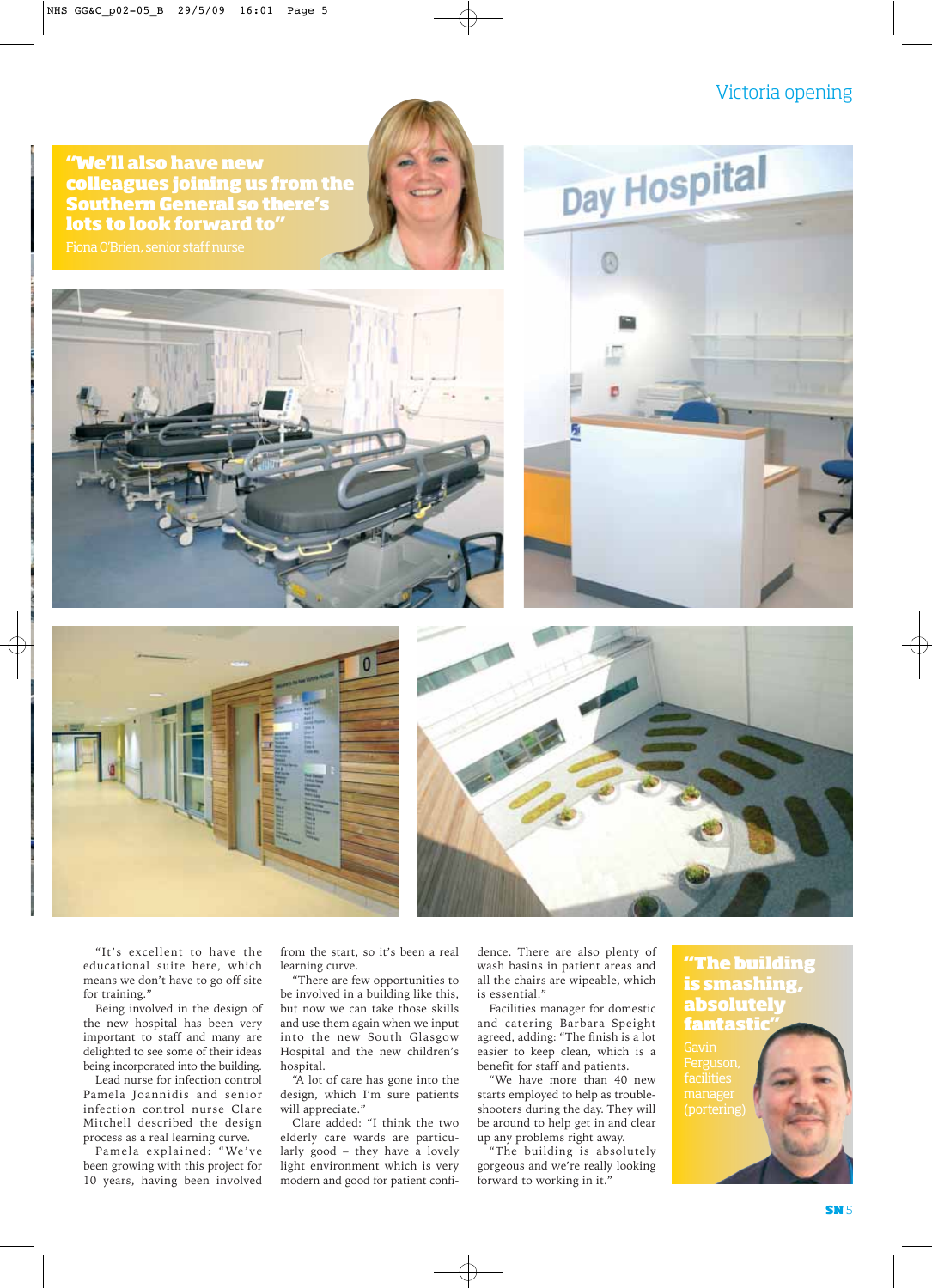“We’ll also have new colleagues joining us from the Southern General so there’s lots to look forward to”

Fiona O’Brien, senior staff nurse

“It’s excellent to have the educational suite here, which means we don’t have to go off site for training.”

Being involved in the design of the new hospital has been very important to staff and many are delighted to see some of their ideas being incorporated into the building.

Lead nurse for infection control Pamela Joannidis and senior infection control nurse Clare Mitchell described the design process as a real learning curve.

Pamela explained: “We’ve been growing with this project for 10 years, having been involved from the start, so it’s been a real learning curve.

“There are few opportunities to be involved in a building like this, but now we can take those skills and use them again when we input into the new South Glasgow Hospital and the new children’s hospital.

“A lot of care has gone into the design, which I’m sure patients will appreciate.”

Clare added: “I think the two elderly care wards are particularly good – they have a lovely light environment which is very modern and good for patient confidence. There are also plenty of wash basins in patient areas and all the chairs are wipeable, which is essential.”

Facilities manager for domestic and catering Barbara Speight agreed, adding: “The finish is a lot easier to keep clean, which is a benefit for staff and patients.

“We have more than 40 new starts employed to help as troubleshooters during the day. They will be around to help get in and clear up any problems right away.

“The building is absolutely gorgeous and we’re really looking forward to working in it.”

“The building is smashing, absolutely fantastic”

Gavin Ferguson, facilities manager (portering)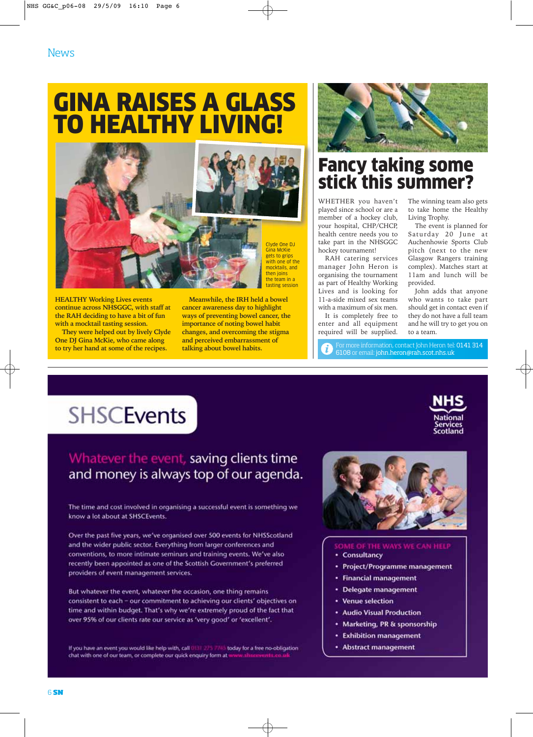News

# GINA RAISES A GLASS TO HEALTHY LIVING!

Clyde One DJ Gina McKie gets to grips with one of the mocktails, and then joins the team in a tasting session

HEALTHY Working Lives events continue across NHSGGC, with staff at the RAH deciding to have a bit of fun with a mocktail tasting session.

They were helped out by lively Clyde One DJ Gina McKie, who came along to try her hand at some of the recipes.

Meanwhile, the IRH held a bowel cancer awareness day to highlight ways of preventing bowel cancer, the importance of noting bowel habit changes, and overcoming the stigma and perceived embarrassment of talking about bowel habits.

# Fancy taking some stick this summer?

WHETHER you haven't played since school or are a member of a hockey club, your hospital, CHP/CHCP, health centre needs you to take part in the NHSGGC hockey tournament!

RAH catering services manager John Heron is organising the tournament as part of Healthy Working Lives and is looking for 11-a-side mixed sex teams with a maximum of six men.

It is completely free to enter and all equipment required will be supplied.

The winning team also gets to take home the Healthy Living Trophy.

The event is planned for Saturday 20 June at Auchenhowie Sports Club pitch (next to the new Glasgow Rangers training complex). Matches start at 11am and lunch will be provided.

John adds that anyone who wants to take part should get in contact even if they do not have a full team and he will try to get you on to a team.

For more information, contact John Heron tel: 0141 314 6108 or email: john.heron@rah.scot.nhs.uk

---

## SHSCEvents

NHS National Services Scotland

### Whatever the event, saving clients time and money is always top of our agenda.

The time and cost involved in organising a successful event is something we know a lot about at SHSCEvents.

Over the past five years, we've organised over 500 events for NHSScotland and the wider public sector. Everything from larger conferences and conventions, to more intimate seminars and training events. We've also recently been appointed as one of the Scottish Government's preferred providers of event management services.

But whatever the event, whatever the occasion, one thing remains consistent to each – our commitment to achieving our clients' objectives on time and within budget. That's why we're extremely proud of the fact that over 95% of our clients rate our service as 'very good' or 'excellent'.

SOME OF THE WAYS WE CAN HELP

- Consultancy
- Project/Programme management
- Financial management
- Delegate management
- Venue selection
- Audio Visual Production
- Marketing, PR & sponsorship
- Exhibition management
- Abstract management

If you have an event you would like help with, call 0131 275 7745 today for a free no-obligation chat with one of our team, or complete our quick enquiry form at www.shscevents.co.uk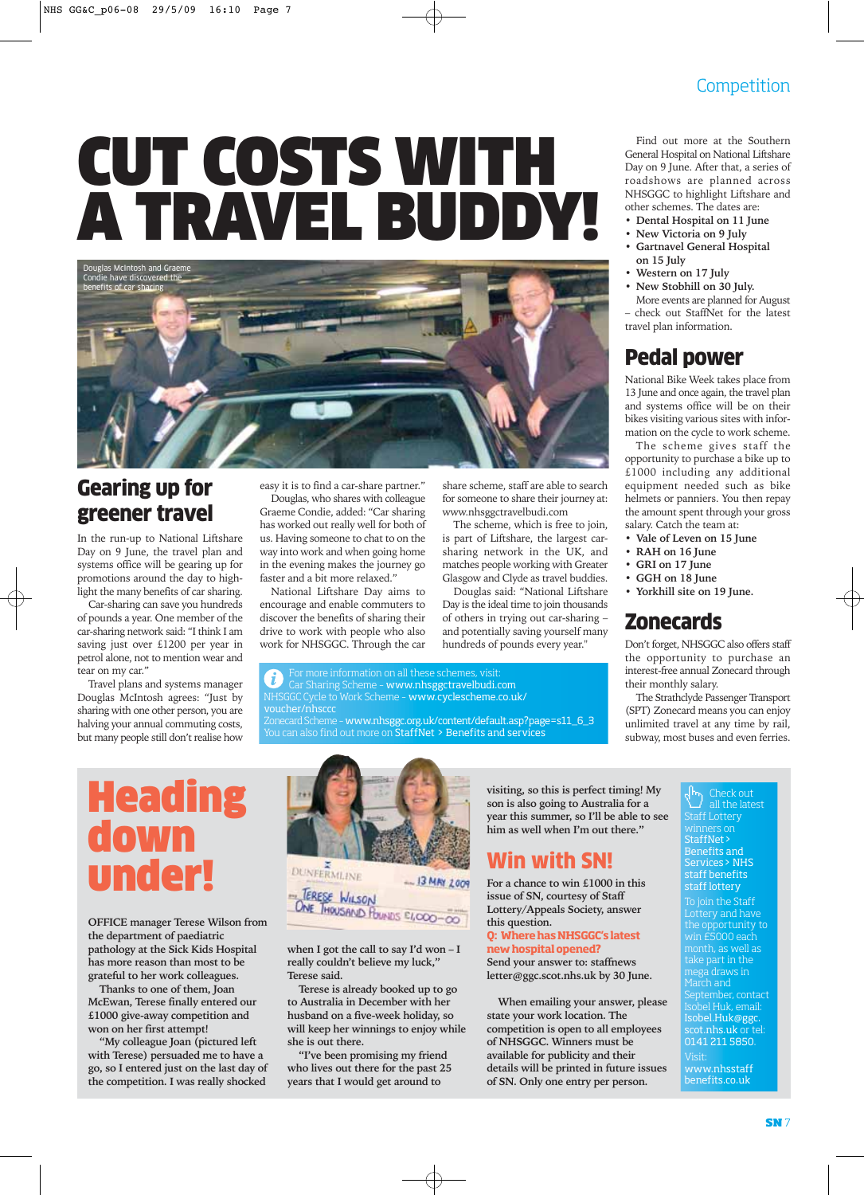Competition

# CUT COSTS WITH A TRAVEL BUDDY!

Douglas McIntosh and Graeme Condie have discovered the benefits of car sharing

## Gearing up for greener travel

In the run-up to National Liftshare Day on 9 June, the travel plan and systems office will be gearing up for promotions around the day to highlight the many benefits of car sharing.

Car-sharing can save you hundreds of pounds a year. One member of the car-sharing network said: "I think I am saving just over £1200 per year in petrol alone, not to mention wear and tear on my car."

Travel plans and systems manager Douglas McIntosh agrees: "Just by sharing with one other person, you are halving your annual commuting costs, but many people still don't realise how easy it is to find a car-share partner."

Douglas, who shares with colleague Graeme Condie, added: "Car sharing has worked out really well for both of us. Having someone to chat to on the way into work and when going home in the evening makes the journey go faster and a bit more relaxed."

National Liftshare Day aims to encourage and enable commuters to discover the benefits of sharing their drive to work with people who also work for NHSGGC. Through the car share scheme, staff are able to search for someone to share their journey at: www.nhsggctravelbudi.com

The scheme, which is free to join, is part of Liftshare, the largest car-sharing network in the UK, and matches people working with Greater Glasgow and Clyde as travel buddies.

Douglas said: "National Liftshare Day is the ideal time to join thousands of others in trying out car-sharing – and potentially saving yourself many hundreds of pounds every year."

For more information on all these schemes, visit:
Car Sharing Scheme - www.nhsggctravelbudi.com
NHSGGC Cycle to Work Scheme - www.cyclescheme.co.uk/voucher/nhsccc
Zonecard Scheme - www.nhsggc.org.uk/content/default.asp?page=s11_6_3
You can also find out more on StaffNet > Benefits and services

Find out more at the Southern General Hospital on National Liftshare Day on 9 June. After that, a series of roadshows are planned across NHSGGC to highlight Liftshare and other schemes. The dates are:

- **Dental Hospital on 11 June**
- **New Victoria on 9 July**
- **Gartnavel General Hospital on 15 July**
- **Western on 17 July**
- **New Stobhill on 30 July.**

More events are planned for August – check out StaffNet for the latest travel plan information.

## Pedal power

National Bike Week takes place from 13 June and once again, the travel plan and systems office will be on their bikes visiting various sites with information on the cycle to work scheme.

The scheme gives staff the opportunity to purchase a bike up to £1000 including any additional equipment needed such as bike helmets or panniers. You then repay the amount spent through your gross salary. Catch the team at:

- **Vale of Leven on 15 June**
- **RAH on 16 June**
- **GRI on 17 June**
- **GGH on 18 June**
- **Yorkhill site on 19 June.**

## Zonecards

Don't forget, NHSGGC also offers staff the opportunity to purchase an interest-free annual Zonecard through their monthly salary.

The Strathclyde Passenger Transport (SPT) Zonecard means you can enjoy unlimited travel at any time by rail, subway, most buses and even ferries.

# Heading down under!

OFFICE manager Terese Wilson from the department of paediatric pathology at the Sick Kids Hospital has more reason than most to be grateful to her work colleagues.

Thanks to one of them, Joan McEwan, Terese finally entered our £1000 give-away competition and won on her first attempt!

"My colleague Joan (pictured left with Terese) persuaded me to have a go, so I entered just on the last day of the competition. I was really shocked when I got the call to say I'd won – I really couldn't believe my luck," Terese said.

Terese is already booked up to go to Australia in December with her husband on a five-week holiday, so will keep her winnings to enjoy while she is out there.

"I've been promising my friend who lives out there for the past 25 years that I would get around to visiting, so this is perfect timing! My son is also going to Australia for a year this summer, so I'll be able to see him as well when I'm out there."

## Win with SN!

For a chance to win £1000 in this issue of SN, courtesy of Staff Lottery/Appeals Society, answer this question.

**Q: Where has NHSGGC's latest new hospital opened?**

Send your answer to: staffnews letter@ggc.scot.nhs.uk by 30 June.

When emailing your answer, please state your work location. The competition is open to all employees of NHSGGC. Winners must be available for publicity and their details will be printed in future issues of SN. Only one entry per person.

Check out all the latest Staff Lottery winners on StaffNet > Benefits and Services > NHS staff benefits staff lottery

To join the Staff Lottery and have the opportunity to win £5000 each month, as well as take part in the mega draws in March and September, contact Isobel Huk, email: Isobel.Huk@ggc.scot.nhs.uk or tel: 0141 211 5850.

Visit: www.nhsstaffbenefits.co.uk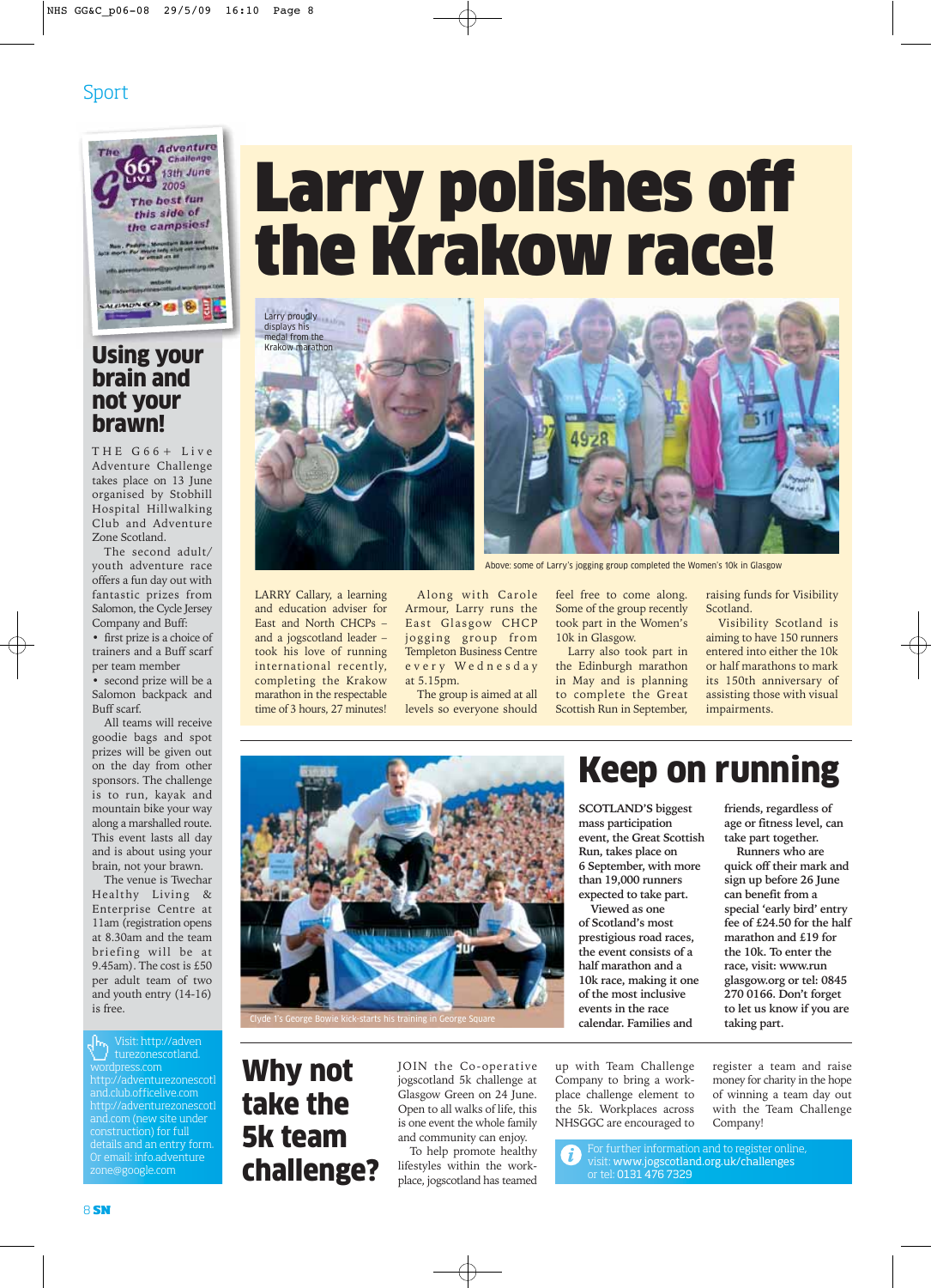Sport

# Larry polishes off the Krakow race!

Larry proudly displays his medal from the Krakow marathon

Above: some of Larry's jogging group completed the Women's 10k in Glasgow

LARRY Callary, a learning and education adviser for East and North CHCPs – and a jogscotland leader – took his love of running international recently, completing the Krakow marathon in the respectable time of 3 hours, 27 minutes!

Along with Carole Armour, Larry runs the East Glasgow CHCP jogging group from Templeton Business Centre every Wednesday at 5.15pm.

The group is aimed at all levels so everyone should feel free to come along. Some of the group recently took part in the Women's 10k in Glasgow.

Larry also took part in the Edinburgh marathon in May and is planning to complete the Great Scottish Run in September, raising funds for Visibility Scotland.

Visibility Scotland is aiming to have 150 runners entered into either the 10k or half marathons to mark its 150th anniversary of assisting those with visual impairments.

## Using your brain and not your brawn!

THE G66+ Live Adventure Challenge takes place on 13 June organised by Stobhill Hospital Hillwalking Club and Adventure Zone Scotland.

The second adult/youth adventure race offers a fun day out with fantastic prizes from Salomon, the Cycle Jersey Company and Buff:

- first prize is a choice of trainers and a Buff scarf per team member
- second prize will be a Salomon backpack and Buff scarf.

All teams will receive goodie bags and spot prizes will be given out on the day from other sponsors. The challenge is to run, kayak and mountain bike your way along a marshalled route. This event lasts all day and is about using your brain, not your brawn.

The venue is Twechar Healthy Living & Enterprise Centre at 11am (registration opens at 8.30am and the team briefing will be at 9.45am). The cost is £50 per adult team of two and youth entry (14-16) is free.

Visit: http://adventurezonescotland.wordpress.com http://adventurezonescotland.club.officelive.com http://adventurezonescotland.com (new site under construction) for full details and an entry form. Or email: info.adventurezone@google.com

## Keep on running

Clyde 1's George Bowie kick-starts his training in George Square

SCOTLAND'S biggest mass participation event, the Great Scottish Run, takes place on 6 September, with more than 19,000 runners expected to take part.

Viewed as one of Scotland's most prestigious road races, the event consists of a half marathon and a 10k race, making it one of the most inclusive events in the race calendar. Families and friends, regardless of age or fitness level, can take part together.

Runners who are quick off their mark and sign up before 26 June can benefit from a special 'early bird' entry fee of £24.50 for the half marathon and £19 for the 10k. To enter the race, visit: www.runglasgow.org or tel: 0845 270 0166. Don't forget to let us know if you are taking part.

## Why not take the 5k team challenge?

JOIN the Co-operative jogscotland 5k challenge at Glasgow Green on 24 June. Open to all walks of life, this is one event the whole family and community can enjoy.

To help promote healthy lifestyles within the workplace, jogscotland has teamed up with Team Challenge Company to bring a workplace challenge element to the 5k. Workplaces across NHSGGC are encouraged to register a team and raise money for charity in the hope of winning a team day out with the Team Challenge Company!

For further information and to register online, visit: www.jogscotland.org.uk/challenges or tel: 0131 476 7329